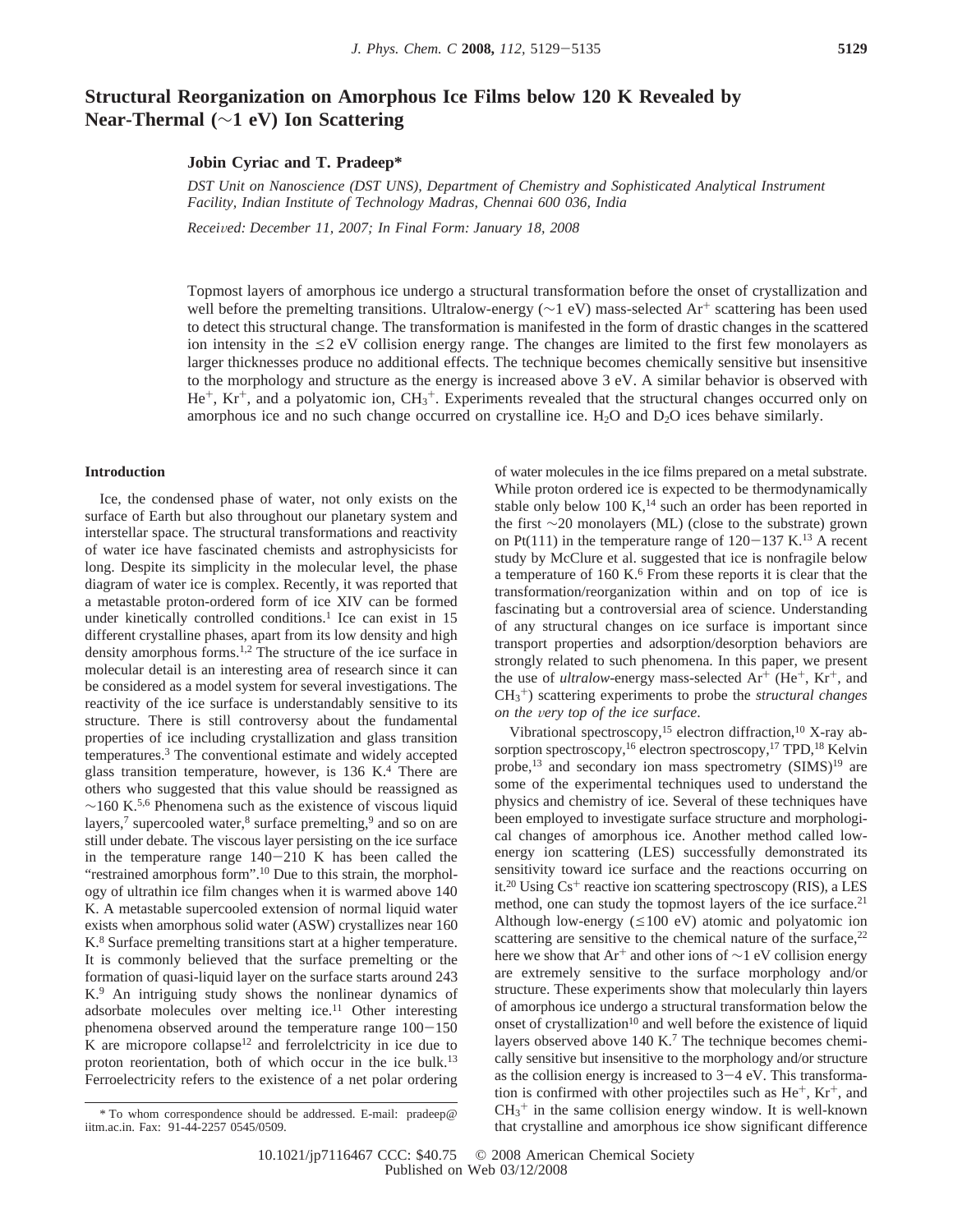# Structural Reorganization on Amorphous Ice Films below 120 K Revealed by Near-Thermal (~1 eV) Ion Scattering

**Jobin Cyriac and T. Pradeep***

*DST Unit on Nanoscience (DST UNS), Department of Chemistry and Sophisticated Analytical Instrument Facility, Indian Institute of Technology Madras, Chennai 600 036, India*

*Received: December 11, 2007; In Final Form: January 18, 2008*

Topmost layers of amorphous ice undergo a structural transformation before the onset of crystallization and well before the premelting transitions. Ultralow-energy (~1 eV) mass-selected $Ar^+$ scattering has been used to detect this structural change. The transformation is manifested in the form of drastic changes in the scattered ion intensity in the ≤2 eV collision energy range. The changes are limited to the first few monolayers as larger thicknesses produce no additional effects. The technique becomes chemically sensitive but insensitive to the morphology and structure as the energy is increased above 3 eV. A similar behavior is observed with $He^+$, $Kr^+$, and a polyatomic ion, $CH_3^+$. Experiments revealed that the structural changes occurred only on amorphous ice and no such change occurred on crystalline ice. $H_2O$ and $D_2O$ ices behave similarly.

## Introduction

Ice, the condensed phase of water, not only exists on the surface of Earth but also throughout our planetary system and interstellar space. The structural transformations and reactivity of water ice have fascinated chemists and astrophysicists for long. Despite its simplicity in the molecular level, the phase diagram of water ice is complex. Recently, it was reported that a metastable proton-ordered form of ice XIV can be formed under kinetically controlled conditions.[1] Ice can exist in 15 different crystalline phases, apart from its low density and high density amorphous forms.[1,2] The structure of the ice surface in molecular detail is an interesting area of research since it can be considered as a model system for several investigations. The reactivity of the ice surface is understandably sensitive to its structure. There is still controversy about the fundamental properties of ice including crystallization and glass transition temperatures.[3] The conventional estimate and widely accepted glass transition temperature, however, is 136 K.[4] There are others who suggested that this value should be reassigned as ~160 K.[5,6] Phenomena such as the existence of viscous liquid layers,[7] supercooled water,[8] surface premelting,[9] and so on are still under debate. The viscous layer persisting on the ice surface in the temperature range 140−210 K has been called the "restrained amorphous form".[10] Due to this strain, the morphology of ultrathin ice film changes when it is warmed above 140 K. A metastable supercooled extension of normal liquid water exists when amorphous solid water (ASW) crystallizes near 160 K.[8] Surface premelting transitions start at a higher temperature. It is commonly believed that the surface premelting or the formation of quasi-liquid layer on the surface starts around 243 K.[9] An intriguing study shows the nonlinear dynamics of adsorbate molecules over melting ice.[11] Other interesting phenomena observed around the temperature range 100−150 K are micropore collapse[12] and ferrolelctricity in ice due to proton reorientation, both of which occur in the ice bulk.[13] Ferroelectricity refers to the existence of a net polar ordering of water molecules in the ice films prepared on a metal substrate. While proton ordered ice is expected to be thermodynamically stable only below 100 K,[14] such an order has been reported in the first ~20 monolayers (ML) (close to the substrate) grown on Pt(111) in the temperature range of 120−137 K.[13] A recent study by McClure et al. suggested that ice is nonfragile below a temperature of 160 K.[6] From these reports it is clear that the transformation/reorganization within and on top of ice is fascinating but a controversial area of science. Understanding of any structural changes on ice surface is important since transport properties and adsorption/desorption behaviors are strongly related to such phenomena. In this paper, we present the use of *ultralow*-energy mass-selected $Ar^+$ ($He^+$, $Kr^+$, and $CH_3^+$) scattering experiments to probe the *structural changes on the very top of the ice surface*.

Vibrational spectroscopy,[15] electron diffraction,[10] X-ray absorption spectroscopy,[16] electron spectroscopy,[17] TPD,[18] Kelvin probe,[13] and secondary ion mass spectrometry (SIMS)[19] are some of the experimental techniques used to understand the physics and chemistry of ice. Several of these techniques have been employed to investigate surface structure and morphological changes of amorphous ice. Another method called low-energy ion scattering (LES) successfully demonstrated its sensitivity toward ice surface and the reactions occurring on it.[20] Using $Cs^+$ reactive ion scattering spectroscopy (RIS), a LES method, one can study the topmost layers of the ice surface.[21] Although low-energy (≤100 eV) atomic and polyatomic ion scattering are sensitive to the chemical nature of the surface,[22] here we show that $Ar^+$ and other ions of ~1 eV collision energy are extremely sensitive to the surface morphology and/or structure. These experiments show that molecularly thin layers of amorphous ice undergo a structural transformation below the onset of crystallization[10] and well before the existence of liquid layers observed above 140 K.[7] The technique becomes chemically sensitive but insensitive to the morphology and/or structure as the collision energy is increased to 3−4 eV. This transformation is confirmed with other projectiles such as $He^+$, $Kr^+$, and $CH_3^+$ in the same collision energy window. It is well-known that crystalline and amorphous ice show significant difference

\* To whom correspondence should be addressed. E-mail: pradeep@iitm.ac.in. Fax: 91-44-2257 0545/0509.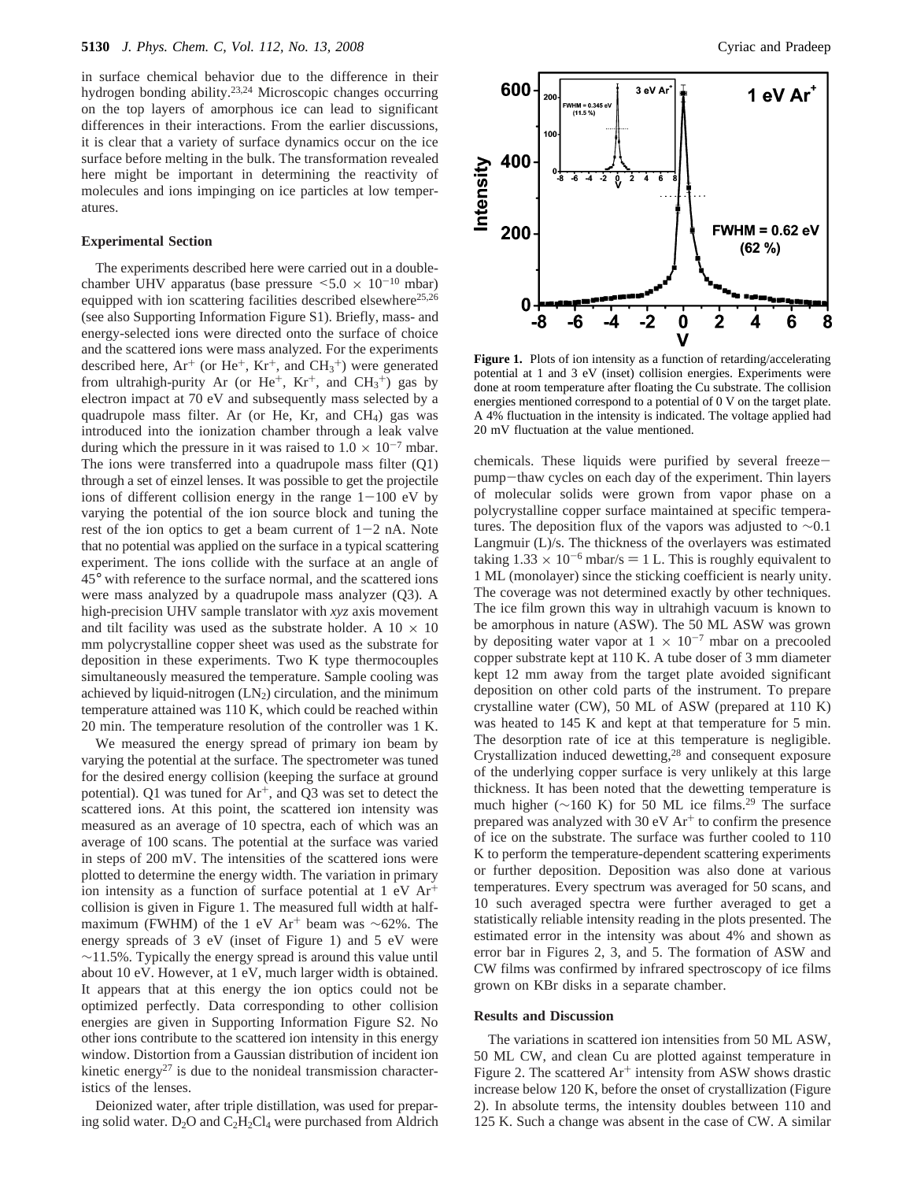in surface chemical behavior due to the difference in their hydrogen bonding ability.[23,24] Microscopic changes occurring on the top layers of amorphous ice can lead to significant differences in their interactions. From the earlier discussions, it is clear that a variety of surface dynamics occur on the ice surface before melting in the bulk. The transformation revealed here might be important in determining the reactivity of molecules and ions impinging on ice particles at low temperatures.

## Experimental Section

The experiments described here were carried out in a double-chamber UHV apparatus (base pressure $<5.0 \times 10^{-10}$ mbar) equipped with ion scattering facilities described elsewhere[25,26] (see also Supporting Information Figure S1). Briefly, mass- and energy-selected ions were directed onto the surface of choice and the scattered ions were mass analyzed. For the experiments described here, $Ar^+$ (or $He^+$, $Kr^+$, and $CH_3^+$) were generated from ultrahigh-purity Ar (or $He^+$, $Kr^+$, and $CH_3^+$) gas by electron impact at 70 eV and subsequently mass selected by a quadrupole mass filter. Ar (or He, Kr, and $CH_4$) gas was introduced into the ionization chamber through a leak valve during which the pressure in it was raised to $1.0 \times 10^{-7}$ mbar. The ions were transferred into a quadrupole mass filter (Q1) through a set of einzel lenses. It was possible to get the projectile ions of different collision energy in the range 1−100 eV by varying the potential of the ion source block and tuning the rest of the ion optics to get a beam current of 1−2 nA. Note that no potential was applied on the surface in a typical scattering experiment. The ions collide with the surface at an angle of 45° with reference to the surface normal, and the scattered ions were mass analyzed by a quadrupole mass analyzer (Q3). A high-precision UHV sample translator with *xyz* axis movement and tilt facility was used as the substrate holder. A 10 × 10 mm polycrystalline copper sheet was used as the substrate for deposition in these experiments. Two K type thermocouples simultaneously measured the temperature. Sample cooling was achieved by liquid-nitrogen ($LN_2$) circulation, and the minimum temperature attained was 110 K, which could be reached within 20 min. The temperature resolution of the controller was 1 K.

We measured the energy spread of primary ion beam by varying the potential at the surface. The spectrometer was tuned for the desired energy collision (keeping the surface at ground potential). Q1 was tuned for $Ar^+$, and Q3 was set to detect the scattered ions. At this point, the scattered ion intensity was measured as an average of 10 spectra, each of which was an average of 100 scans. The potential at the surface was varied in steps of 200 mV. The intensities of the scattered ions were plotted to determine the energy width. The variation in primary ion intensity as a function of surface potential at 1 eV $Ar^+$ collision is given in Figure 1. The measured full width at half-maximum (FWHM) of the 1 eV $Ar^+$ beam was ~62%. The energy spreads of 3 eV (inset of Figure 1) and 5 eV were ~11.5%. Typically the energy spread is around this value until about 10 eV. However, at 1 eV, much larger width is obtained. It appears that at this energy the ion optics could not be optimized perfectly. Data corresponding to other collision energies are given in Supporting Information Figure S2. No other ions contribute to the scattered ion intensity in this energy window. Distortion from a Gaussian distribution of incident ion kinetic energy[27] is due to the nonideal transmission characteristics of the lenses.

Deionized water, after triple distillation, was used for preparing solid water. $D_2O$ and $C_2H_2Cl_4$ were purchased from Aldrich chemicals. These liquids were purified by several freeze−pump−thaw cycles on each day of the experiment. Thin layers of molecular solids were grown from vapor phase on a polycrystalline copper surface maintained at specific temperatures. The deposition flux of the vapors was adjusted to ~0.1 Langmuir (L)/s. The thickness of the overlayers was estimated taking $1.33 \times 10^{-6}$ mbar/s = 1 L. This is roughly equivalent to 1 ML (monolayer) since the sticking coefficient is nearly unity. The coverage was not determined exactly by other techniques. The ice film grown this way in ultrahigh vacuum is known to be amorphous in nature (ASW). The 50 ML ASW was grown by depositing water vapor at $1 \times 10^{-7}$ mbar on a precooled copper substrate kept at 110 K. A tube doser of 3 mm diameter kept 12 mm away from the target plate avoided significant deposition on other cold parts of the instrument. To prepare crystalline water (CW), 50 ML of ASW (prepared at 110 K) was heated to 145 K and kept at that temperature for 5 min. The desorption rate of ice at this temperature is negligible. Crystallization induced dewetting,[28] and consequent exposure of the underlying copper surface is very unlikely at this large thickness. It has been noted that the dewetting temperature is much higher (~160 K) for 50 ML ice films.[29] The surface prepared was analyzed with 30 eV $Ar^+$ to confirm the presence of ice on the substrate. The surface was further cooled to 110 K to perform the temperature-dependent scattering experiments or further deposition. Deposition was also done at various temperatures. Every spectrum was averaged for 50 scans, and 10 such averaged spectra were further averaged to get a statistically reliable intensity reading in the plots presented. The estimated error in the intensity was about 4% and shown as error bar in Figures 2, 3, and 5. The formation of ASW and CW films was confirmed by infrared spectroscopy of ice films grown on KBr disks in a separate chamber.

**Figure 1.** Plots of ion intensity as a function of retarding/accelerating potential at 1 and 3 eV (inset) collision energies. Experiments were done at room temperature after floating the Cu substrate. The collision energies mentioned correspond to a potential of 0 V on the target plate. A 4% fluctuation in the intensity is indicated. The voltage applied had 20 mV fluctuation at the value mentioned.

## Results and Discussion

The variations in scattered ion intensities from 50 ML ASW, 50 ML CW, and clean Cu are plotted against temperature in Figure 2. The scattered $Ar^+$ intensity from ASW shows drastic increase below 120 K, before the onset of crystallization (Figure 2). In absolute terms, the intensity doubles between 110 and 125 K. Such a change was absent in the case of CW. A similar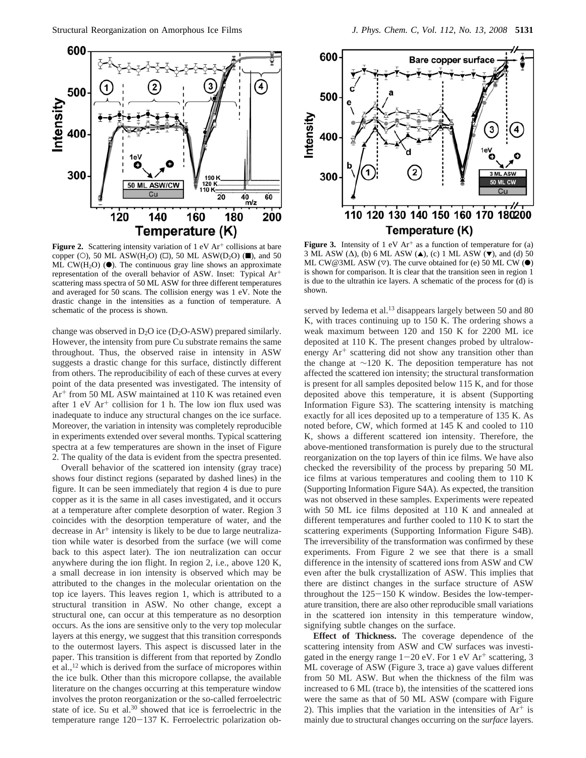**Figure 2.** Scattering intensity variation of 1 eV $Ar^+$ collisions at bare copper (○), 50 ML ASW($H_2O$) (□), 50 ML ASW($D_2O$) (■), and 50 ML CW($H_2O$) (●). The continuous gray line shows an approximate representation of the overall behavior of ASW. Inset: Typical $Ar^+$ scattering mass spectra of 50 ML ASW for three different temperatures and averaged for 50 scans. The collision energy was 1 eV. Note the drastic change in the intensities as a function of temperature. A schematic of the process is shown.

change was observed in $D_2O$ ice ($D_2O$-ASW) prepared similarly. However, the intensity from pure Cu substrate remains the same throughout. Thus, the observed raise in intensity in ASW suggests a drastic change for this surface, distinctly different from others. The reproducibility of each of these curves at every point of the data presented was investigated. The intensity of $Ar^+$ from 50 ML ASW maintained at 110 K was retained even after 1 eV $Ar^+$ collision for 1 h. The low ion flux used was inadequate to induce any structural changes on the ice surface. Moreover, the variation in intensity was completely reproducible in experiments extended over several months. Typical scattering spectra at a few temperatures are shown in the inset of Figure 2. The quality of the data is evident from the spectra presented.

Overall behavior of the scattered ion intensity (gray trace) shows four distinct regions (separated by dashed lines) in the figure. It can be seen immediately that region 4 is due to pure copper as it is the same in all cases investigated, and it occurs at a temperature after complete desorption of water. Region 3 coincides with the desorption temperature of water, and the decrease in $Ar^+$ intensity is likely to be due to large neutralization while water is desorbed from the surface (we will come back to this aspect later). The ion neutralization can occur anywhere during the ion flight. In region 2, i.e., above 120 K, a small decrease in ion intensity is observed which may be attributed to the changes in the molecular orientation on the top ice layers. This leaves region 1, which is attributed to a structural transition in ASW. No other change, except a structural one, can occur at this temperature as no desorption occurs. As the ions are sensitive only to the very top molecular layers at this energy, we suggest that this transition corresponds to the outermost layers. This aspect is discussed later in the paper. This transition is different from that reported by Zondlo et al.,[12] which is derived from the surface of micropores within the ice bulk. Other than this micropore collapse, the available literature on the changes occurring at this temperature window involves the proton reorganization or the so-called ferroelectric state of ice. Su et al.[30] showed that ice is ferroelectric in the temperature range 120−137 K. Ferroelectric polarization observed by Iedema et al.[13] disappears largely between 50 and 80 K, with traces continuing up to 150 K. The ordering shows a weak maximum between 120 and 150 K for 2200 ML ice deposited at 110 K. The present changes probed by ultralow-energy $Ar^+$ scattering did not show any transition other than the change at ~120 K. The deposition temperature has not affected the scattered ion intensity; the structural transformation is present for all samples deposited below 115 K, and for those deposited above this temperature, it is absent (Supporting Information Figure S3). The scattering intensity is matching exactly for all ices deposited up to a temperature of 135 K. As noted before, CW, which formed at 145 K and cooled to 110 K, shows a different scattered ion intensity. Therefore, the above-mentioned transformation is purely due to the structural reorganization on the top layers of thin ice films. We have also checked the reversibility of the process by preparing 50 ML ice films at various temperatures and cooling them to 110 K (Supporting Information Figure S4A). As expected, the transition was not observed in these samples. Experiments were repeated with 50 ML ice films deposited at 110 K and annealed at different temperatures and further cooled to 110 K to start the scattering experiments (Supporting Information Figure S4B). The irreversibility of the transformation was confirmed by these experiments. From Figure 2 we see that there is a small difference in the intensity of scattered ions from ASW and CW even after the bulk crystallization of ASW. This implies that there are distinct changes in the surface structure of ASW throughout the 125−150 K window. Besides the low-temperature transition, there are also other reproducible small variations in the scattered ion intensity in this temperature window, signifying subtle changes on the surface.

**Figure 3.** Intensity of 1 eV $Ar^+$ as a function of temperature for (a) 3 ML ASW (Δ), (b) 6 ML ASW (▲), (c) 1 ML ASW (▼), and (d) 50 ML CW@3ML ASW (▽). The curve obtained for (e) 50 ML CW (●) is shown for comparison. It is clear that the transition seen in region 1 is due to the ultrathin ice layers. A schematic of the process for (d) is shown.

**Effect of Thickness.** The coverage dependence of the scattering intensity from ASW and CW surfaces was investigated in the energy range 1−20 eV. For 1 eV $Ar^+$ scattering, 3 ML coverage of ASW (Figure 3, trace a) gave values different from 50 ML ASW. But when the thickness of the film was increased to 6 ML (trace b), the intensities of the scattered ions were the same as that of 50 ML ASW (compare with Figure 2). This implies that the variation in the intensities of $Ar^+$ is mainly due to structural changes occurring on the *surface* layers.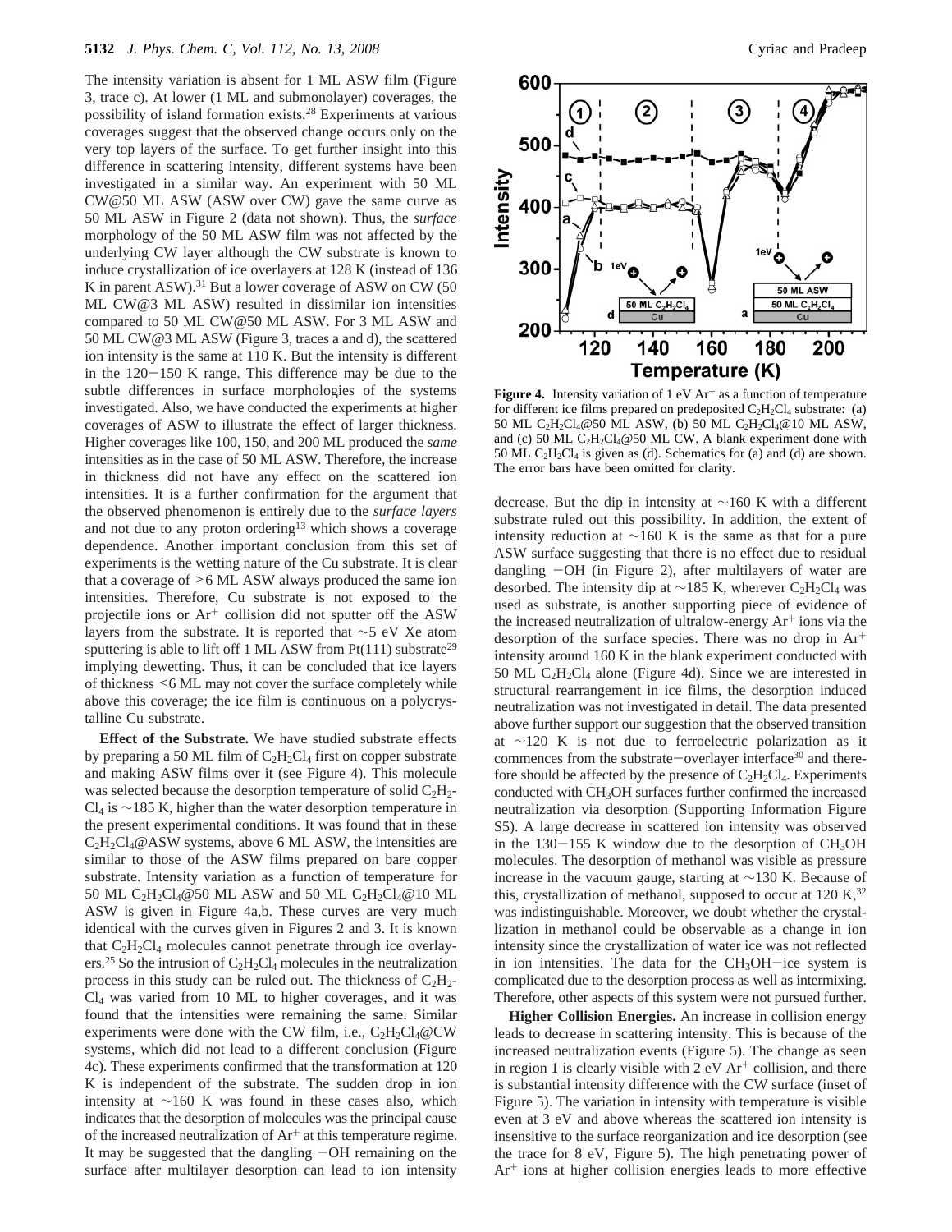The intensity variation is absent for 1 ML ASW film (Figure 3, trace c). At lower (1 ML and submonolayer) coverages, the possibility of island formation exists.[28] Experiments at various coverages suggest that the observed change occurs only on the very top layers of the surface. To get further insight into this difference in scattering intensity, different systems have been investigated in a similar way. An experiment with 50 ML CW@50 ML ASW (ASW over CW) gave the same curve as 50 ML ASW in Figure 2 (data not shown). Thus, the *surface* morphology of the 50 ML ASW film was not affected by the underlying CW layer although the CW substrate is known to induce crystallization of ice overlayers at 128 K (instead of 136 K in parent ASW).[31] But a lower coverage of ASW on CW (50 ML CW@3 ML ASW) resulted in dissimilar ion intensities compared to 50 ML CW@50 ML ASW. For 3 ML ASW and 50 ML CW@3 ML ASW (Figure 3, traces a and d), the scattered ion intensity is the same at 110 K. But the intensity is different in the 120−150 K range. This difference may be due to the subtle differences in surface morphologies of the systems investigated. Also, we have conducted the experiments at higher coverages of ASW to illustrate the effect of larger thickness. Higher coverages like 100, 150, and 200 ML produced the *same* intensities as in the case of 50 ML ASW. Therefore, the increase in thickness did not have any effect on the scattered ion intensities. It is a further confirmation for the argument that the observed phenomenon is entirely due to the *surface layers* and not due to any proton ordering[13] which shows a coverage dependence. Another important conclusion from this set of experiments is the wetting nature of the Cu substrate. It is clear that a coverage of >6 ML ASW always produced the same ion intensities. Therefore, Cu substrate is not exposed to the projectile ions or $Ar^+$ collision did not sputter off the ASW layers from the substrate. It is reported that ∼5 eV Xe atom sputtering is able to lift off 1 ML ASW from Pt(111) substrate[29] implying dewetting. Thus, it can be concluded that ice layers of thickness <6 ML may not cover the surface completely while above this coverage; the ice film is continuous on a polycrystalline Cu substrate.

**Effect of the Substrate.** We have studied substrate effects by preparing a 50 ML film of $C_2H_2Cl_4$ first on copper substrate and making ASW films over it (see Figure 4). This molecule was selected because the desorption temperature of solid $C_2H_2Cl_4$ is ∼185 K, higher than the water desorption temperature in the present experimental conditions. It was found that in these $C_2H_2Cl_4$@ASW systems, above 6 ML ASW, the intensities are similar to those of the ASW films prepared on bare copper substrate. Intensity variation as a function of temperature for 50 ML $C_2H_2Cl_4$@50 ML ASW and 50 ML $C_2H_2Cl_4$@10 ML ASW is given in Figure 4a,b. These curves are very much identical with the curves given in Figures 2 and 3. It is known that $C_2H_2Cl_4$ molecules cannot penetrate through ice overlayers.[25] So the intrusion of $C_2H_2Cl_4$ molecules in the neutralization process in this study can be ruled out. The thickness of $C_2H_2Cl_4$ was varied from 10 ML to higher coverages, and it was found that the intensities were remaining the same. Similar experiments were done with the CW film, i.e., $C_2H_2Cl_4$@CW systems, which did not lead to a different conclusion (Figure 4c). These experiments confirmed that the transformation at 120 K is independent of the substrate. The sudden drop in ion intensity at ∼160 K was found in these cases also, which indicates that the desorption of molecules was the principal cause of the increased neutralization of $Ar^+$ at this temperature regime. It may be suggested that the dangling −OH remaining on the surface after multilayer desorption can lead to ion intensity

**Figure 4.** Intensity variation of 1 eV $Ar^+$ as a function of temperature for different ice films prepared on predeposited $C_2H_2Cl_4$ substrate: (a) 50 ML $C_2H_2Cl_4$@50 ML ASW, (b) 50 ML $C_2H_2Cl_4$@10 ML ASW, and (c) 50 ML $C_2H_2Cl_4$@50 ML CW. A blank experiment done with 50 ML $C_2H_2Cl_4$ is given as (d). Schematics for (a) and (d) are shown. The error bars have been omitted for clarity.

decrease. But the dip in intensity at ∼160 K with a different substrate ruled out this possibility. In addition, the extent of intensity reduction at ∼160 K is the same as that for a pure ASW surface suggesting that there is no effect due to residual dangling −OH (in Figure 2), after multilayers of water are desorbed. The intensity dip at ∼185 K, wherever $C_2H_2Cl_4$ was used as substrate, is another supporting piece of evidence of the increased neutralization of ultralow-energy $Ar^+$ ions via the desorption of the surface species. There was no drop in $Ar^+$ intensity around 160 K in the blank experiment conducted with 50 ML $C_2H_2Cl_4$ alone (Figure 4d). Since we are interested in structural rearrangement in ice films, the desorption induced neutralization was not investigated in detail. The data presented above further support our suggestion that the observed transition at ∼120 K is not due to ferroelectric polarization as it commences from the substrate−overlayer interface[30] and therefore should be affected by the presence of $C_2H_2Cl_4$. Experiments conducted with $CH_3OH$ surfaces further confirmed the increased neutralization via desorption (Supporting Information Figure S5). A large decrease in scattered ion intensity was observed in the 130−155 K window due to the desorption of $CH_3OH$ molecules. The desorption of methanol was visible as pressure increase in the vacuum gauge, starting at ∼130 K. Because of this, crystallization of methanol, supposed to occur at 120 K,[32] was indistinguishable. Moreover, we doubt whether the crystallization in methanol could be observable as a change in ion intensity since the crystallization of water ice was not reflected in ion intensities. The data for the $CH_3OH$−ice system is complicated due to the desorption process as well as intermixing. Therefore, other aspects of this system were not pursued further.

**Higher Collision Energies.** An increase in collision energy leads to decrease in scattering intensity. This is because of the increased neutralization events (Figure 5). The change as seen in region 1 is clearly visible with 2 eV $Ar^+$ collision, and there is substantial intensity difference with the CW surface (inset of Figure 5). The variation in intensity with temperature is visible even at 3 eV and above whereas the scattered ion intensity is insensitive to the surface reorganization and ice desorption (see the trace for 8 eV, Figure 5). The high penetrating power of $Ar^+$ ions at higher collision energies leads to more effective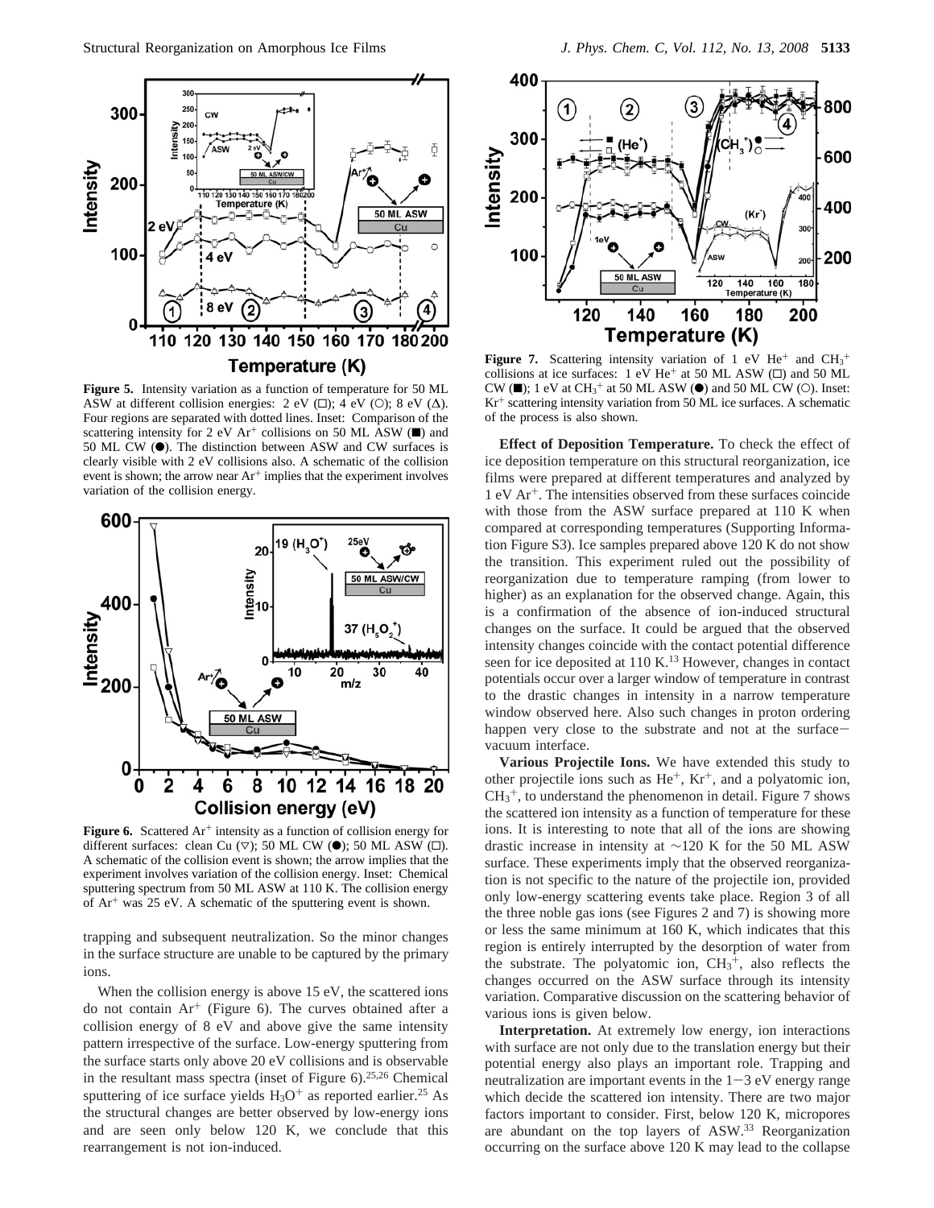**Figure 5.** Intensity variation as a function of temperature for 50 ML ASW at different collision energies: 2 eV (□); 4 eV (○); 8 eV (Δ). Four regions are separated with dotted lines. Inset: Comparison of the scattering intensity for 2 eV $Ar^+$ collisions on 50 ML ASW (■) and 50 ML CW (●). The distinction between ASW and CW surfaces is clearly visible with 2 eV collisions also. A schematic of the collision event is shown; the arrow near $Ar^+$ implies that the experiment involves variation of the collision energy.

**Figure 6.** Scattered $Ar^+$ intensity as a function of collision energy for different surfaces: clean Cu (▽); 50 ML CW (●); 50 ML ASW (□). A schematic of the collision event is shown; the arrow implies that the experiment involves variation of the collision energy. Inset: Chemical sputtering spectrum from 50 ML ASW at 110 K. The collision energy of $Ar^+$ was 25 eV. A schematic of the sputtering event is shown.

trapping and subsequent neutralization. So the minor changes in the surface structure are unable to be captured by the primary ions.

When the collision energy is above 15 eV, the scattered ions do not contain $Ar^+$ (Figure 6). The curves obtained after a collision energy of 8 eV and above give the same intensity pattern irrespective of the surface. Low-energy sputtering from the surface starts only above 20 eV collisions and is observable in the resultant mass spectra (inset of Figure 6).[25,26] Chemical sputtering of ice surface yields $H_3O^+$ as reported earlier.[25] As the structural changes are better observed by low-energy ions and are seen only below 120 K, we conclude that this rearrangement is not ion-induced.

**Figure 7.** Scattering intensity variation of 1 eV $He^+$ and $CH_3^+$ collisions at ice surfaces: 1 eV $He^+$ at 50 ML ASW (□) and 50 ML CW (■); 1 eV at $CH_3^+$ at 50 ML ASW (●) and 50 ML CW (○). Inset: $Kr^+$ scattering intensity variation from 50 ML ice surfaces. A schematic of the process is also shown.

**Effect of Deposition Temperature.** To check the effect of ice deposition temperature on this structural reorganization, ice films were prepared at different temperatures and analyzed by 1 eV $Ar^+$. The intensities observed from these surfaces coincide with those from the ASW surface prepared at 110 K when compared at corresponding temperatures (Supporting Information Figure S3). Ice samples prepared above 120 K do not show the transition. This experiment ruled out the possibility of reorganization due to temperature ramping (from lower to higher) as an explanation for the observed change. Again, this is a confirmation of the absence of ion-induced structural changes on the surface. It could be argued that the observed intensity changes coincide with the contact potential difference seen for ice deposited at 110 K.[13] However, changes in contact potentials occur over a larger window of temperature in contrast to the drastic changes in intensity in a narrow temperature window observed here. Also such changes in proton ordering happen very close to the substrate and not at the surface–vacuum interface.

**Various Projectile Ions.** We have extended this study to other projectile ions such as $He^+$, $Kr^+$, and a polyatomic ion, $CH_3^+$, to understand the phenomenon in detail. Figure 7 shows the scattered ion intensity as a function of temperature for these ions. It is interesting to note that all of the ions are showing drastic increase in intensity at ~120 K for the 50 ML ASW surface. These experiments imply that the observed reorganization is not specific to the nature of the projectile ion, provided only low-energy scattering events take place. Region 3 of all the three noble gas ions (see Figures 2 and 7) is showing more or less the same minimum at 160 K, which indicates that this region is entirely interrupted by the desorption of water from the substrate. The polyatomic ion, $CH_3^+$, also reflects the changes occurred on the ASW surface through its intensity variation. Comparative discussion on the scattering behavior of various ions is given below.

**Interpretation.** At extremely low energy, ion interactions with surface are not only due to the translation energy but their potential energy also plays an important role. Trapping and neutralization are important events in the 1–3 eV energy range which decide the scattered ion intensity. There are two major factors important to consider. First, below 120 K, micropores are abundant on the top layers of ASW.[33] Reorganization occurring on the surface above 120 K may lead to the collapse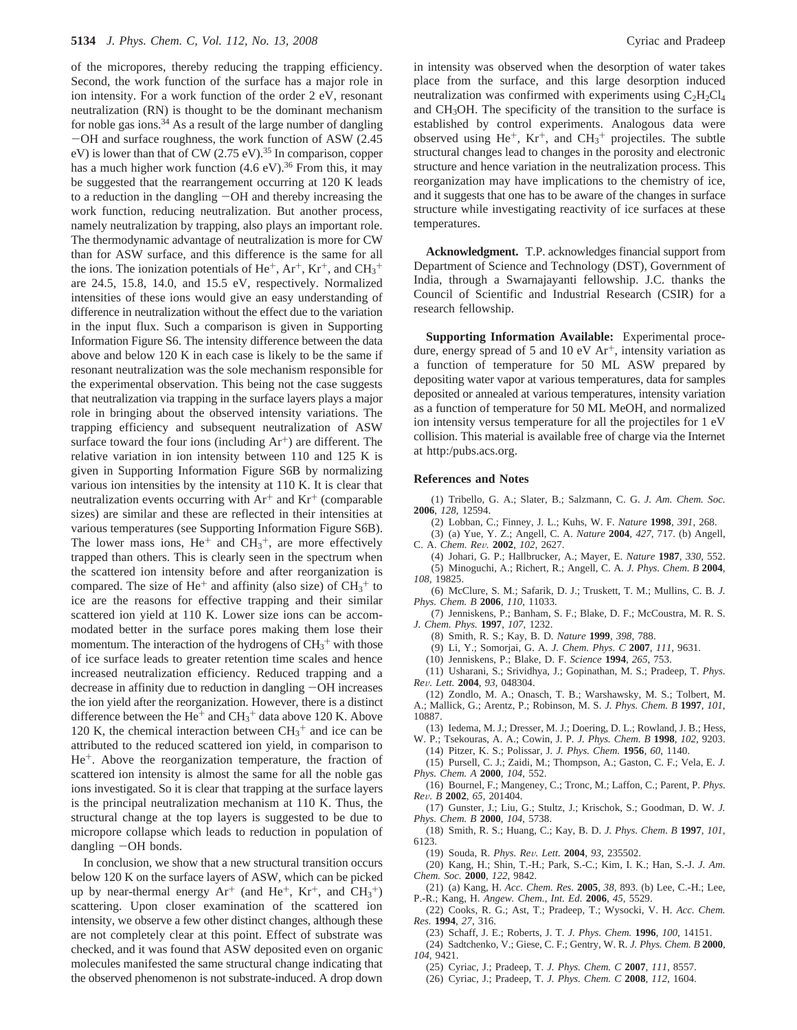of the micropores, thereby reducing the trapping efficiency. Second, the work function of the surface has a major role in ion intensity. For a work function of the order 2 eV, resonant neutralization (RN) is thought to be the dominant mechanism for noble gas ions.[34] As a result of the large number of dangling −OH and surface roughness, the work function of ASW (2.45 eV) is lower than that of CW (2.75 eV).[35] In comparison, copper has a much higher work function (4.6 eV).[36] From this, it may be suggested that the rearrangement occurring at 120 K leads to a reduction in the dangling −OH and thereby increasing the work function, reducing neutralization. But another process, namely neutralization by trapping, also plays an important role. The thermodynamic advantage of neutralization is more for CW than for ASW surface, and this difference is the same for all the ions. The ionization potentials of $He^+$, $Ar^+$, $Kr^+$, and $CH_3^+$ are 24.5, 15.8, 14.0, and 15.5 eV, respectively. Normalized intensities of these ions would give an easy understanding of difference in neutralization without the effect due to the variation in the input flux. Such a comparison is given in Supporting Information Figure S6. The intensity difference between the data above and below 120 K in each case is likely to be the same if resonant neutralization was the sole mechanism responsible for the experimental observation. This being not the case suggests that neutralization via trapping in the surface layers plays a major role in bringing about the observed intensity variations. The trapping efficiency and subsequent neutralization of ASW surface toward the four ions (including $Ar^+$) are different. The relative variation in ion intensity between 110 and 125 K is given in Supporting Information Figure S6B by normalizing various ion intensities by the intensity at 110 K. It is clear that neutralization events occurring with $Ar^+$ and $Kr^+$ (comparable sizes) are similar and these are reflected in their intensities at various temperatures (see Supporting Information Figure S6B). The lower mass ions, $He^+$ and $CH_3^+$, are more effectively trapped than others. This is clearly seen in the spectrum when the scattered ion intensity before and after reorganization is compared. The size of $He^+$ and affinity (also size) of $CH_3^+$ to ice are the reasons for effective trapping and their similar scattered ion yield at 110 K. Lower size ions can be accommodated better in the surface pores making them lose their momentum. The interaction of the hydrogens of $CH_3^+$ with those of ice surface leads to greater retention time scales and hence increased neutralization efficiency. Reduced trapping and a decrease in affinity due to reduction in dangling −OH increases the ion yield after the reorganization. However, there is a distinct difference between the $He^+$ and $CH_3^+$ data above 120 K. Above 120 K, the chemical interaction between $CH_3^+$ and ice can be attributed to the reduced scattered ion yield, in comparison to $He^+$. Above the reorganization temperature, the fraction of scattered ion intensity is almost the same for all the noble gas ions investigated. So it is clear that trapping at the surface layers is the principal neutralization mechanism at 110 K. Thus, the structural change at the top layers is suggested to be due to micropore collapse which leads to reduction in population of dangling −OH bonds.

In conclusion, we show that a new structural transition occurs below 120 K on the surface layers of ASW, which can be picked up by near-thermal energy $Ar^+$ (and $He^+$, $Kr^+$, and $CH_3^+$) scattering. Upon closer examination of the scattered ion intensity, we observe a few other distinct changes, although these are not completely clear at this point. Effect of substrate was checked, and it was found that ASW deposited even on organic molecules manifested the same structural change indicating that the observed phenomenon is not substrate-induced. A drop down in intensity was observed when the desorption of water takes place from the surface, and this large desorption induced neutralization was confirmed with experiments using $C_2H_2Cl_4$ and $CH_3OH$. The specificity of the transition to the surface is established by control experiments. Analogous data were observed using $He^+$, $Kr^+$, and $CH_3^+$ projectiles. The subtle structural changes lead to changes in the porosity and electronic structure and hence variation in the neutralization process. This reorganization may have implications to the chemistry of ice, and it suggests that one has to be aware of the changes in surface structure while investigating reactivity of ice surfaces at these temperatures.

**Acknowledgment.** T.P. acknowledges financial support from Department of Science and Technology (DST), Government of India, through a Swarnajayanti fellowship. J.C. thanks the Council of Scientific and Industrial Research (CSIR) for a research fellowship.

**Supporting Information Available:** Experimental procedure, energy spread of 5 and 10 eV $Ar^+$, intensity variation as a function of temperature for 50 ML ASW prepared by depositing water vapor at various temperatures, data for samples deposited or annealed at various temperatures, intensity variation as a function of temperature for 50 ML MeOH, and normalized ion intensity versus temperature for all the projectiles for 1 eV collision. This material is available free of charge via the Internet at http:/pubs.acs.org.

## References and Notes

(1) Tribello, G. A.; Slater, B.; Salzmann, C. G. *J. Am. Chem. Soc.* **2006**, *128*, 12594.

(2) Lobban, C.; Finney, J. L.; Kuhs, W. F. *Nature* **1998**, *391*, 268.

(3) (a) Yue, Y. Z.; Angell, C. A. *Nature* **2004**, *427*, 717. (b) Angell, C. A. *Chem. Rev.* **2002**, *102*, 2627.

(4) Johari, G. P.; Hallbrucker, A.; Mayer, E. *Nature* **1987**, *330*, 552.

(5) Minoguchi, A.; Richert, R.; Angell, C. A. *J. Phys. Chem. B* **2004**, *108*, 19825.

(6) McClure, S. M.; Safarik, D. J.; Truskett, T. M.; Mullins, C. B. *J. Phys. Chem. B* **2006**, *110*, 11033.

(7) Jenniskens, P.; Banham, S. F.; Blake, D. F.; McCoustra, M. R. S. *J. Chem. Phys.* **1997**, *107*, 1232.

(8) Smith, R. S.; Kay, B. D. *Nature* **1999**, *398*, 788.

(9) Li, Y.; Somorjai, G. A. *J. Chem. Phys. C* **2007**, *111*, 9631.

(10) Jenniskens, P.; Blake, D. F. *Science* **1994**, *265*, 753.

(11) Usharani, S.; Srividhya, J.; Gopinathan, M. S.; Pradeep, T. *Phys. Rev. Lett.* **2004**, *93*, 048304.

(12) Zondlo, M. A.; Onasch, T. B.; Warshawsky, M. S.; Tolbert, M. A.; Mallick, G.; Arentz, P.; Robinson, M. S. *J. Phys. Chem. B* **1997**, *101*, 10887.

(13) Iedema, M. J.; Dresser, M. J.; Doering, D. L.; Rowland, J. B.; Hess, W. P.; Tsekouras, A. A.; Cowin, J. P. *J. Phys. Chem. B* **1998**, *102*, 9203.

(14) Pitzer, K. S.; Polissar, J. *J. Phys. Chem.* **1956**, *60*, 1140.

(15) Pursell, C. J.; Zaidi, M.; Thompson, A.; Gaston, C. F.; Vela, E. *J. Phys. Chem. A* **2000**, *104*, 552.

(16) Bournel, F.; Mangeney, C.; Tronc, M.; Laffon, C.; Parent, P. *Phys. Rev. B* **2002**, *65*, 201404.

(17) Gunster, J.; Liu, G.; Stultz, J.; Krischok, S.; Goodman, D. W. *J. Phys. Chem. B* **2000**, *104*, 5738.

(18) Smith, R. S.; Huang, C.; Kay, B. D. *J. Phys. Chem. B* **1997**, *101*, 6123.

(19) Souda, R. *Phys. Rev. Lett.* **2004**, *93*, 235502.

(20) Kang, H.; Shin, T.-H.; Park, S.-C.; Kim, I. K.; Han, S.-J. *J. Am. Chem. Soc.* **2000**, *122*, 9842.

(21) (a) Kang, H. *Acc. Chem. Res.* **2005**, *38*, 893. (b) Lee, C.-H.; Lee, P.-R.; Kang, H. *Angew. Chem., Int. Ed.* **2006**, *45*, 5529.

(22) Cooks, R. G.; Ast, T.; Pradeep, T.; Wysocki, V. H. *Acc. Chem. Res.* **1994**, *27*, 316.

(23) Schaff, J. E.; Roberts, J. T. *J. Phys. Chem.* **1996**, *100*, 14151.

(24) Sadtchenko, V.; Giese, C. F.; Gentry, W. R. *J. Phys. Chem. B* **2000**, *104*, 9421.

(25) Cyriac, J.; Pradeep, T. *J. Phys. Chem. C* **2007**, *111*, 8557.

(26) Cyriac, J.; Pradeep, T. *J. Phys. Chem. C* **2008**, *112*, 1604.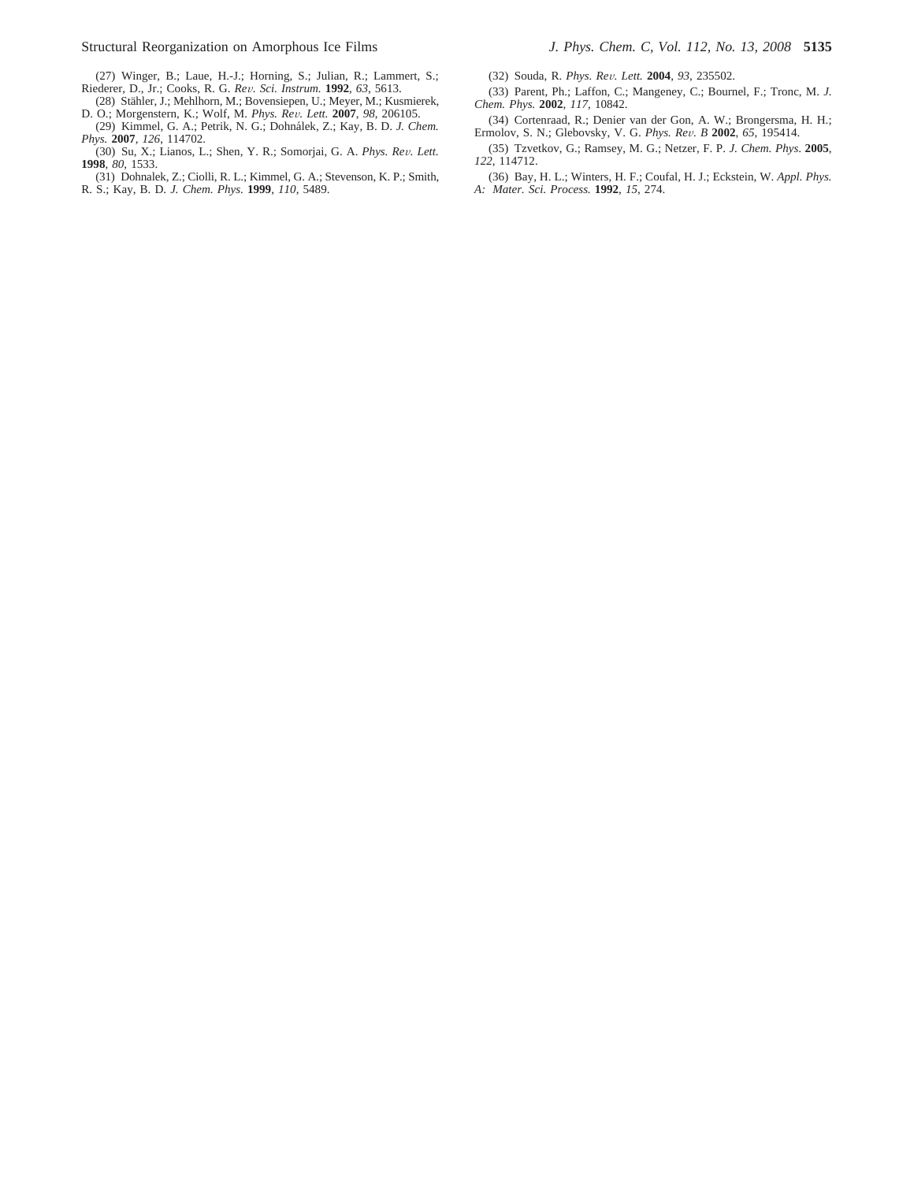(27) Winger, B.; Laue, H.-J.; Horning, S.; Julian, R.; Lammert, S.; Riederer, D., Jr.; Cooks, R. G. *Rev. Sci. Instrum.* **1992**, *63*, 5613.

(28) Stähler, J.; Mehlhorn, M.; Bovensiepen, U.; Meyer, M.; Kusmierek, D. O.; Morgenstern, K.; Wolf, M. *Phys. Rev. Lett.* **2007**, *98*, 206105.

(29) Kimmel, G. A.; Petrik, N. G.; Dohnálek, Z.; Kay, B. D. *J. Chem. Phys.* **2007**, *126*, 114702.

(30) Su, X.; Lianos, L.; Shen, Y. R.; Somorjai, G. A. *Phys. Rev. Lett.* **1998**, *80*, 1533.

(31) Dohnalek, Z.; Ciolli, R. L.; Kimmel, G. A.; Stevenson, K. P.; Smith, R. S.; Kay, B. D. *J. Chem. Phys.* **1999**, *110*, 5489.

(32) Souda, R. *Phys. Rev. Lett.* **2004**, *93*, 235502.

(33) Parent, Ph.; Laffon, C.; Mangeney, C.; Bournel, F.; Tronc, M. *J. Chem. Phys.* **2002**, *117*, 10842.

(34) Cortenraad, R.; Denier van der Gon, A. W.; Brongersma, H. H.; Ermolov, S. N.; Glebovsky, V. G. *Phys. Rev. B* **2002**, *65*, 195414.

(35) Tzvetkov, G.; Ramsey, M. G.; Netzer, F. P. *J. Chem. Phys.* **2005**, *122*, 114712.

(36) Bay, H. L.; Winters, H. F.; Coufal, H. J.; Eckstein, W. *Appl. Phys. A: Mater. Sci. Process.* **1992**, *15*, 274.